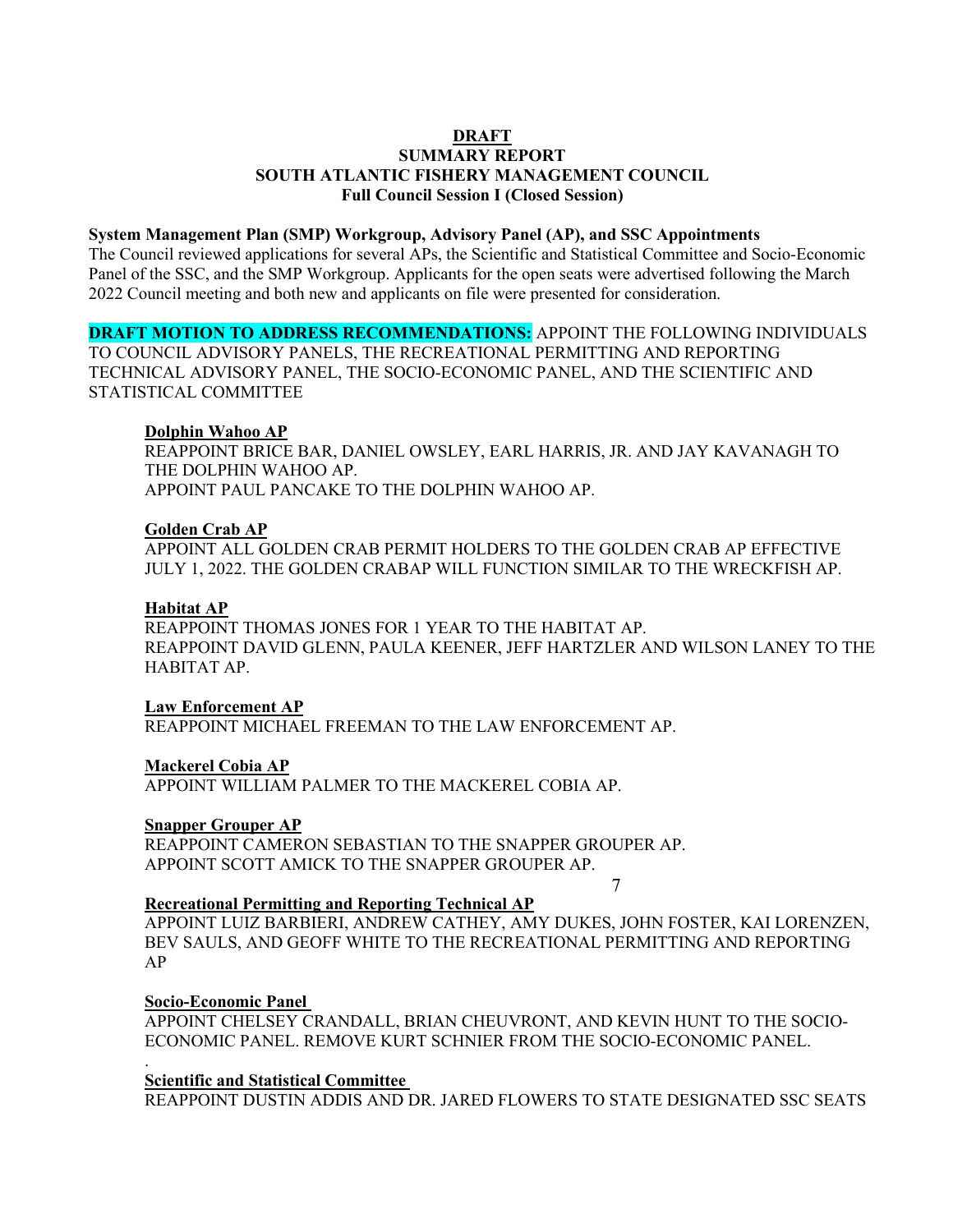**DRAFT**

**SUMMARY REPORT**

**SOUTH ATLANTIC FISHERY MANAGEMENT COUNCIL**

**Full Council Session I (Closed Session)**

**System Management Plan (SMP) Workgroup, Advisory Panel (AP), and SSC Appointments**

The Council reviewed applications for several APs, the Scientific and Statistical Committee and Socio-Economic Panel of the SSC, and the SMP Workgroup. Applicants for the open seats were advertised following the March 2022 Council meeting and both new and applicants on file were presented for consideration.

**DRAFT MOTION TO ADDRESS RECOMMENDATIONS:** APPOINT THE FOLLOWING INDIVIDUALS TO COUNCIL ADVISORY PANELS, THE RECREATIONAL PERMITTING AND REPORTING TECHNICAL ADVISORY PANEL, THE SOCIO-ECONOMIC PANEL, AND THE SCIENTIFIC AND STATISTICAL COMMITTEE

**Dolphin Wahoo AP**

REAPPOINT BRICE BAR, DANIEL OWSLEY, EARL HARRIS, JR. AND JAY KAVANAGH TO THE DOLPHIN WAHOO AP.
APPOINT PAUL PANCAKE TO THE DOLPHIN WAHOO AP.

**Golden Crab AP**

APPOINT ALL GOLDEN CRAB PERMIT HOLDERS TO THE GOLDEN CRAB AP EFFECTIVE JULY 1, 2022. THE GOLDEN CRABAP WILL FUNCTION SIMILAR TO THE WRECKFISH AP.

**Habitat AP**

REAPPOINT THOMAS JONES FOR 1 YEAR TO THE HABITAT AP.
REAPPOINT DAVID GLENN, PAULA KEENER, JEFF HARTZLER AND WILSON LANEY TO THE HABITAT AP.

**Law Enforcement AP**

REAPPOINT MICHAEL FREEMAN TO THE LAW ENFORCEMENT AP.

**Mackerel Cobia AP**

APPOINT WILLIAM PALMER TO THE MACKEREL COBIA AP.

**Snapper Grouper AP**

REAPPOINT CAMERON SEBASTIAN TO THE SNAPPER GROUPER AP.
APPOINT SCOTT AMICK TO THE SNAPPER GROUPER AP.

**Recreational Permitting and Reporting Technical AP**

APPOINT LUIZ BARBIERI, ANDREW CATHEY, AMY DUKES, JOHN FOSTER, KAI LORENZEN, BEV SAULS, AND GEOFF WHITE TO THE RECREATIONAL PERMITTING AND REPORTING AP

**Socio-Economic Panel**

APPOINT CHELSEY CRANDALL, BRIAN CHEUVRONT, AND KEVIN HUNT TO THE SOCIO-ECONOMIC PANEL. REMOVE KURT SCHNIER FROM THE SOCIO-ECONOMIC PANEL.

**Scientific and Statistical Committee**

REAPPOINT DUSTIN ADDIS AND DR. JARED FLOWERS TO STATE DESIGNATED SSC SEATS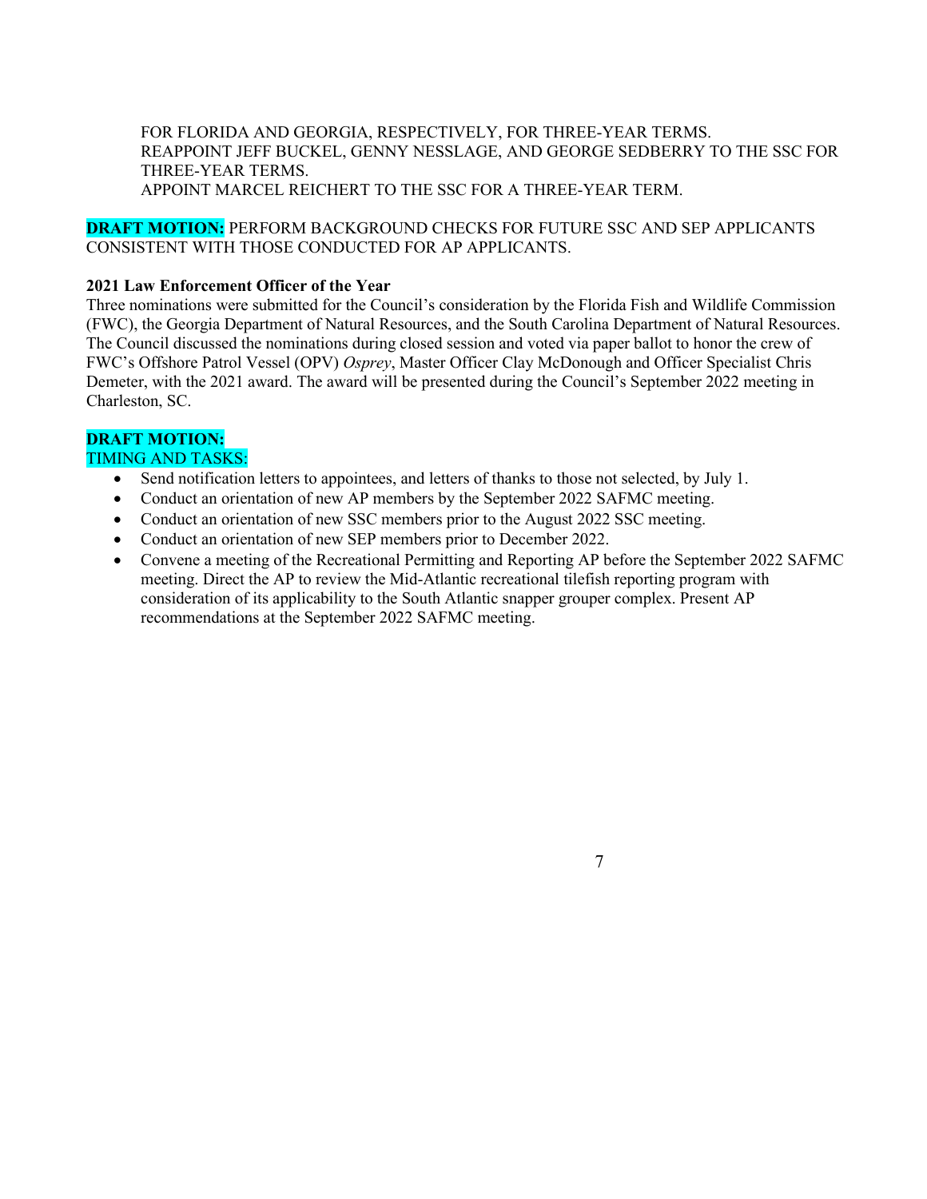FOR FLORIDA AND GEORGIA, RESPECTIVELY, FOR THREE-YEAR TERMS.
REAPPOINT JEFF BUCKEL, GENNY NESSLAGE, AND GEORGE SEDBERRY TO THE SSC FOR THREE-YEAR TERMS.
APPOINT MARCEL REICHERT TO THE SSC FOR A THREE-YEAR TERM.

**DRAFT MOTION:** PERFORM BACKGROUND CHECKS FOR FUTURE SSC AND SEP APPLICANTS CONSISTENT WITH THOSE CONDUCTED FOR AP APPLICANTS.

**2021 Law Enforcement Officer of the Year**

Three nominations were submitted for the Council's consideration by the Florida Fish and Wildlife Commission (FWC), the Georgia Department of Natural Resources, and the South Carolina Department of Natural Resources. The Council discussed the nominations during closed session and voted via paper ballot to honor the crew of FWC's Offshore Patrol Vessel (OPV) *Osprey*, Master Officer Clay McDonough and Officer Specialist Chris Demeter, with the 2021 award. The award will be presented during the Council's September 2022 meeting in Charleston, SC.

**DRAFT MOTION:**
TIMING AND TASKS:

- Send notification letters to appointees, and letters of thanks to those not selected, by July 1.
- Conduct an orientation of new AP members by the September 2022 SAFMC meeting.
- Conduct an orientation of new SSC members prior to the August 2022 SSC meeting.
- Conduct an orientation of new SEP members prior to December 2022.
- Convene a meeting of the Recreational Permitting and Reporting AP before the September 2022 SAFMC meeting. Direct the AP to review the Mid-Atlantic recreational tilefish reporting program with consideration of its applicability to the South Atlantic snapper grouper complex. Present AP recommendations at the September 2022 SAFMC meeting.